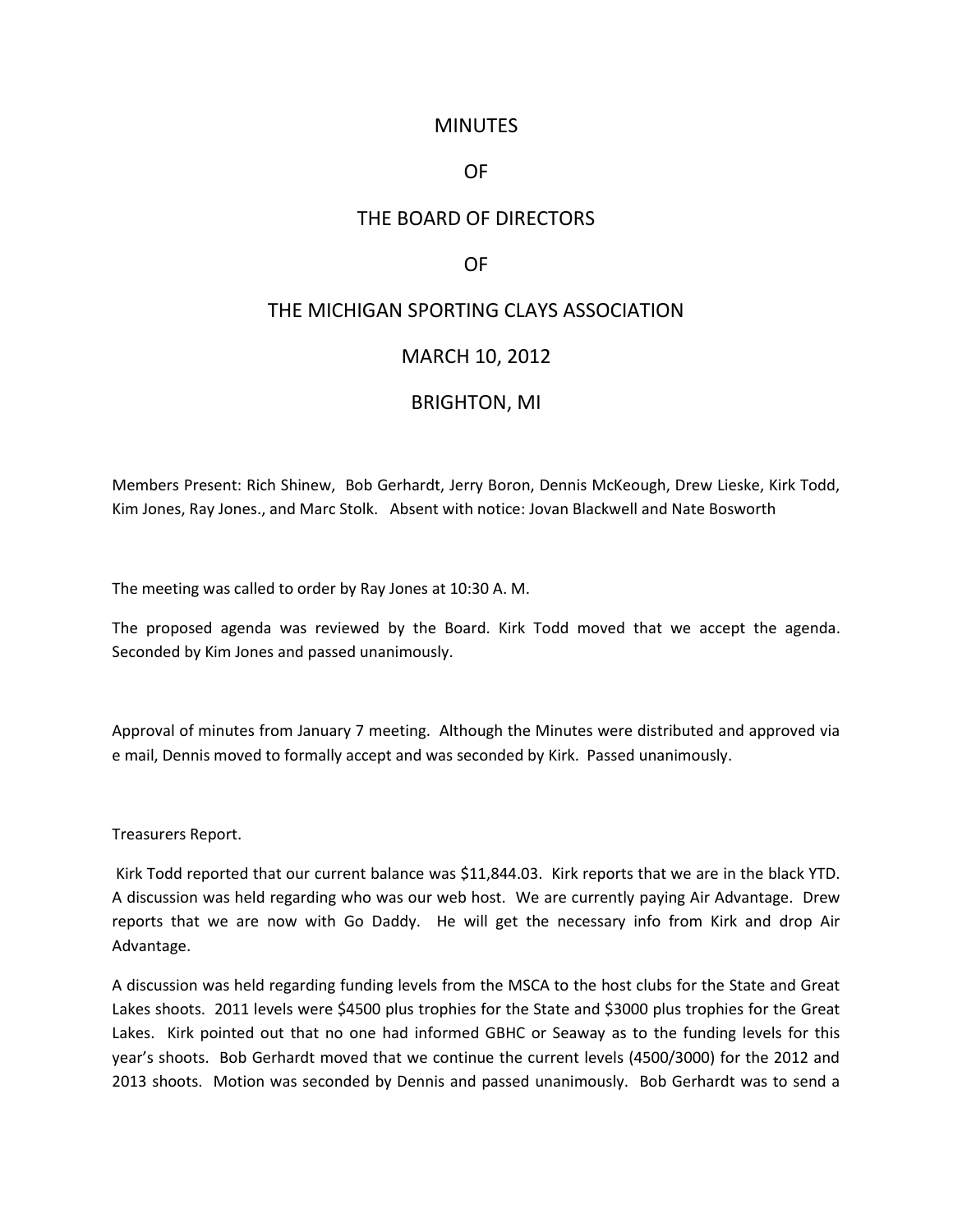# MINUTES

# OF

# THE BOARD OF DIRECTORS

# OF

# THE MICHIGAN SPORTING CLAYS ASSOCIATION

# MARCH 10, 2012

# BRIGHTON, MI

Members Present: Rich Shinew, Bob Gerhardt, Jerry Boron, Dennis McKeough, Drew Lieske, Kirk Todd, Kim Jones, Ray Jones., and Marc Stolk. Absent with notice: Jovan Blackwell and Nate Bosworth

The meeting was called to order by Ray Jones at 10:30 A. M.

The proposed agenda was reviewed by the Board. Kirk Todd moved that we accept the agenda. Seconded by Kim Jones and passed unanimously.

Approval of minutes from January 7 meeting. Although the Minutes were distributed and approved via e mail, Dennis moved to formally accept and was seconded by Kirk. Passed unanimously.

Treasurers Report.

Kirk Todd reported that our current balance was $11,844.03. Kirk reports that we are in the black YTD. A discussion was held regarding who was our web host. We are currently paying Air Advantage. Drew reports that we are now with Go Daddy. He will get the necessary info from Kirk and drop Air Advantage.

A discussion was held regarding funding levels from the MSCA to the host clubs for the State and Great Lakes shoots. 2011 levels were $4500 plus trophies for the State and $3000 plus trophies for the Great Lakes. Kirk pointed out that no one had informed GBHC or Seaway as to the funding levels for this year's shoots. Bob Gerhardt moved that we continue the current levels (4500/3000) for the 2012 and 2013 shoots. Motion was seconded by Dennis and passed unanimously. Bob Gerhardt was to send a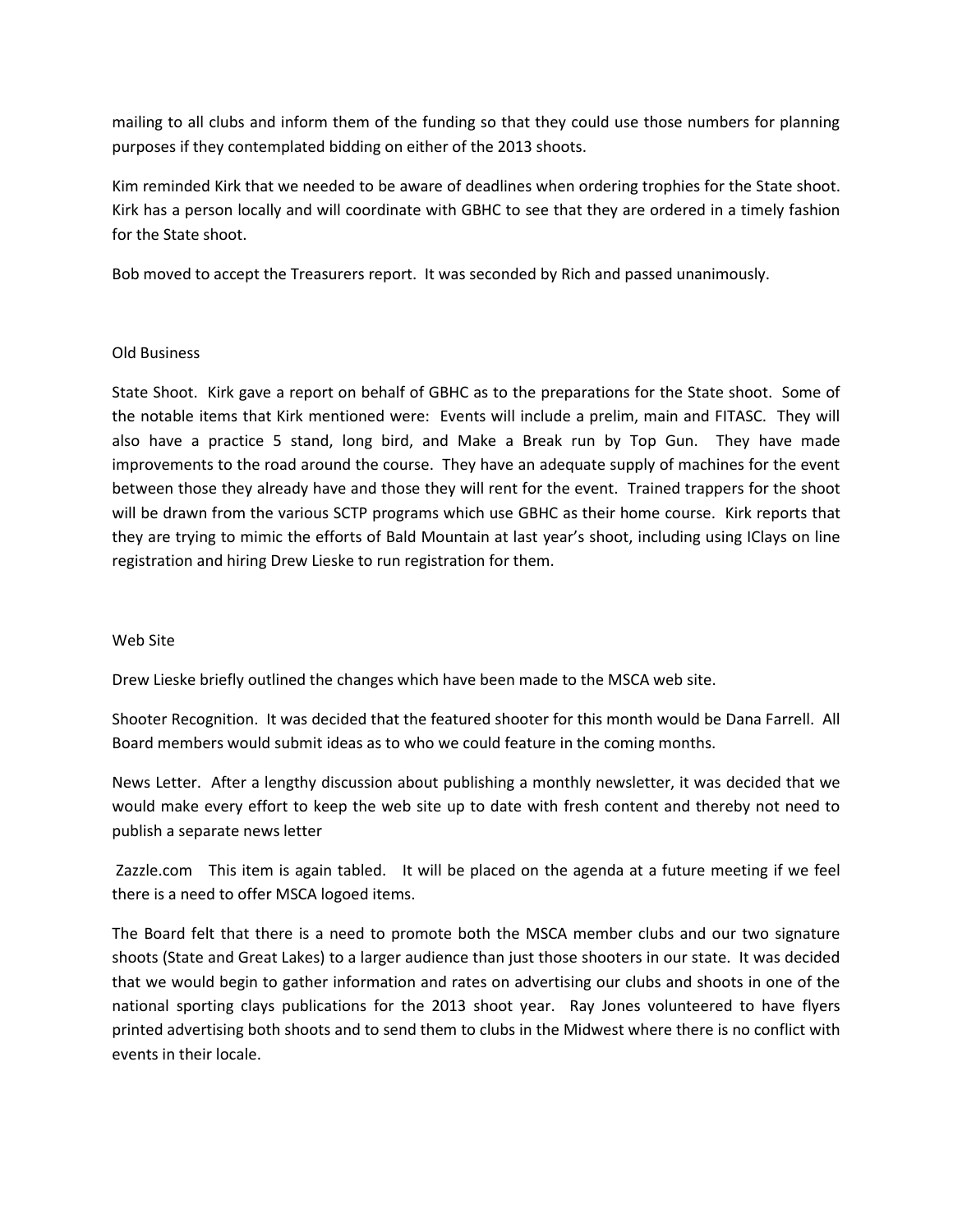mailing to all clubs and inform them of the funding so that they could use those numbers for planning purposes if they contemplated bidding on either of the 2013 shoots.

Kim reminded Kirk that we needed to be aware of deadlines when ordering trophies for the State shoot. Kirk has a person locally and will coordinate with GBHC to see that they are ordered in a timely fashion for the State shoot.

Bob moved to accept the Treasurers report. It was seconded by Rich and passed unanimously.

## Old Business

State Shoot. Kirk gave a report on behalf of GBHC as to the preparations for the State shoot. Some of the notable items that Kirk mentioned were: Events will include a prelim, main and FITASC. They will also have a practice 5 stand, long bird, and Make a Break run by Top Gun. They have made improvements to the road around the course. They have an adequate supply of machines for the event between those they already have and those they will rent for the event. Trained trappers for the shoot will be drawn from the various SCTP programs which use GBHC as their home course. Kirk reports that they are trying to mimic the efforts of Bald Mountain at last year's shoot, including using IClays on line registration and hiring Drew Lieske to run registration for them.

## Web Site

Drew Lieske briefly outlined the changes which have been made to the MSCA web site.

Shooter Recognition. It was decided that the featured shooter for this month would be Dana Farrell. All Board members would submit ideas as to who we could feature in the coming months.

News Letter. After a lengthy discussion about publishing a monthly newsletter, it was decided that we would make every effort to keep the web site up to date with fresh content and thereby not need to publish a separate news letter

Zazzle.com This item is again tabled. It will be placed on the agenda at a future meeting if we feel there is a need to offer MSCA logoed items.

The Board felt that there is a need to promote both the MSCA member clubs and our two signature shoots (State and Great Lakes) to a larger audience than just those shooters in our state. It was decided that we would begin to gather information and rates on advertising our clubs and shoots in one of the national sporting clays publications for the 2013 shoot year. Ray Jones volunteered to have flyers printed advertising both shoots and to send them to clubs in the Midwest where there is no conflict with events in their locale.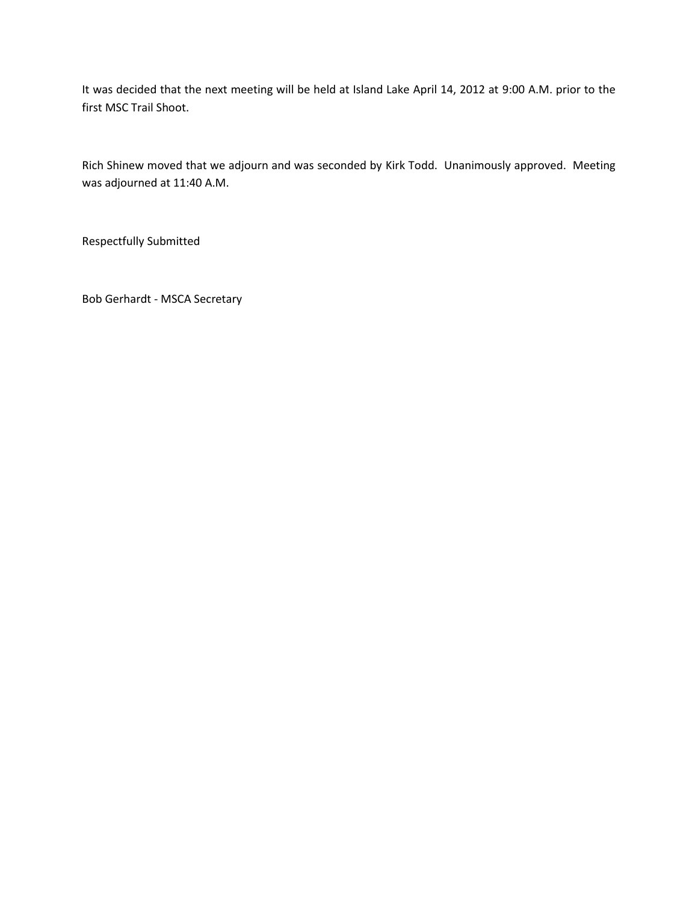It was decided that the next meeting will be held at Island Lake April 14, 2012 at 9:00 A.M. prior to the first MSC Trail Shoot.

Rich Shinew moved that we adjourn and was seconded by Kirk Todd. Unanimously approved. Meeting was adjourned at 11:40 A.M.

Respectfully Submitted

Bob Gerhardt - MSCA Secretary